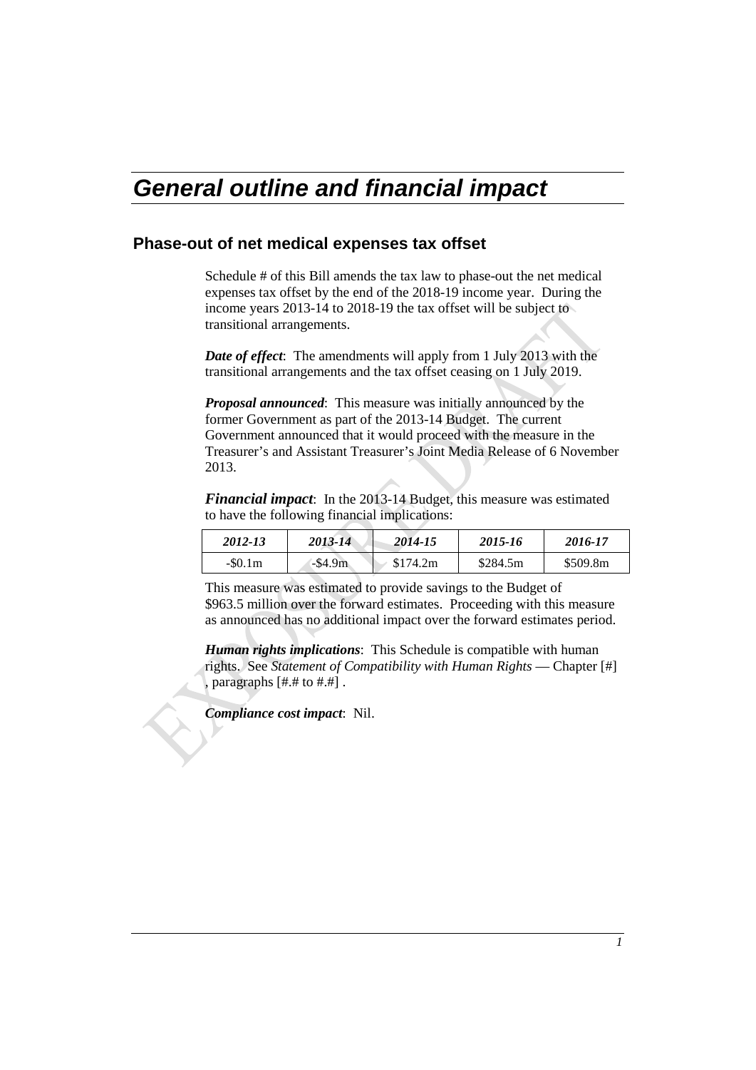# General outline and financial impact

## Phase-out of net medical expenses tax offset

Schedule # of this Bill amends the tax law to phase-out the net medical expenses tax offset by the end of the 2018-19 income year. During the income years 2013-14 to 2018-19 the tax offset will be subject to transitional arrangements.

***Date of effect***: The amendments will apply from 1 July 2013 with the transitional arrangements and the tax offset ceasing on 1 July 2019.

***Proposal announced***: This measure was initially announced by the former Government as part of the 2013-14 Budget. The current Government announced that it would proceed with the measure in the Treasurer's and Assistant Treasurer's Joint Media Release of 6 November 2013.

***Financial impact***: In the 2013-14 Budget, this measure was estimated to have the following financial implications:

| *2012-13* | *2013-14* | *2014-15* | *2015-16* | *2016-17* |
|---|---|---|---|---|
| -$0.1m | -$4.9m | $174.2m | $284.5m | $509.8m |

This measure was estimated to provide savings to the Budget of $963.5 million over the forward estimates. Proceeding with this measure as announced has no additional impact over the forward estimates period.

***Human rights implications***: This Schedule is compatible with human rights. See *Statement of Compatibility with Human Rights* — Chapter [#] , paragraphs [#.# to #.#] .

***Compliance cost impact***: Nil.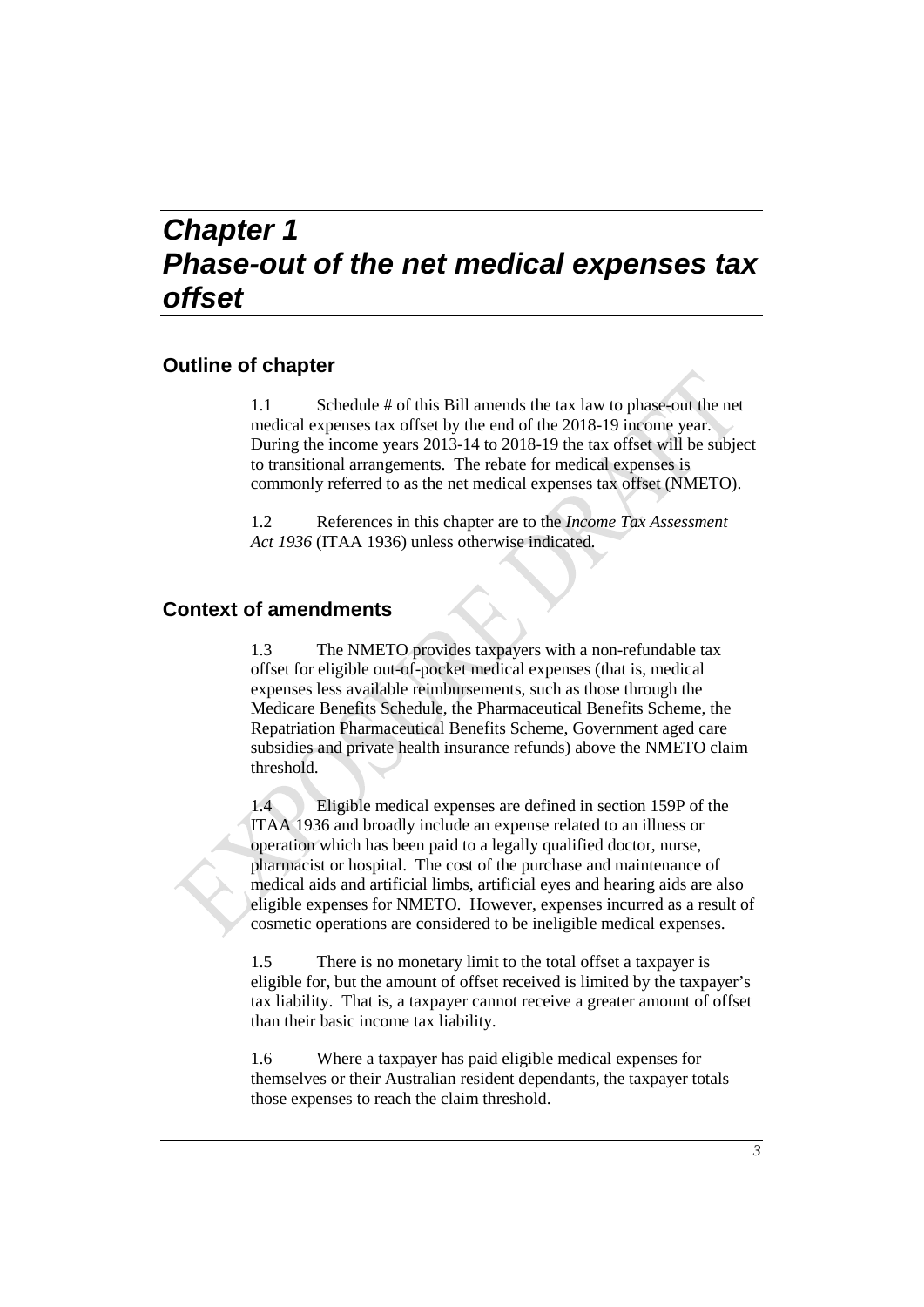# Chapter 1
# Phase-out of the net medical expenses tax offset

## Outline of chapter

1.1 Schedule # of this Bill amends the tax law to phase-out the net medical expenses tax offset by the end of the 2018-19 income year. During the income years 2013-14 to 2018-19 the tax offset will be subject to transitional arrangements. The rebate for medical expenses is commonly referred to as the net medical expenses tax offset (NMETO).

1.2 References in this chapter are to the *Income Tax Assessment Act 1936* (ITAA 1936) unless otherwise indicated.

## Context of amendments

1.3 The NMETO provides taxpayers with a non-refundable tax offset for eligible out-of-pocket medical expenses (that is, medical expenses less available reimbursements, such as those through the Medicare Benefits Schedule, the Pharmaceutical Benefits Scheme, the Repatriation Pharmaceutical Benefits Scheme, Government aged care subsidies and private health insurance refunds) above the NMETO claim threshold.

1.4 Eligible medical expenses are defined in section 159P of the ITAA 1936 and broadly include an expense related to an illness or operation which has been paid to a legally qualified doctor, nurse, pharmacist or hospital. The cost of the purchase and maintenance of medical aids and artificial limbs, artificial eyes and hearing aids are also eligible expenses for NMETO. However, expenses incurred as a result of cosmetic operations are considered to be ineligible medical expenses.

1.5 There is no monetary limit to the total offset a taxpayer is eligible for, but the amount of offset received is limited by the taxpayer's tax liability. That is, a taxpayer cannot receive a greater amount of offset than their basic income tax liability.

1.6 Where a taxpayer has paid eligible medical expenses for themselves or their Australian resident dependants, the taxpayer totals those expenses to reach the claim threshold.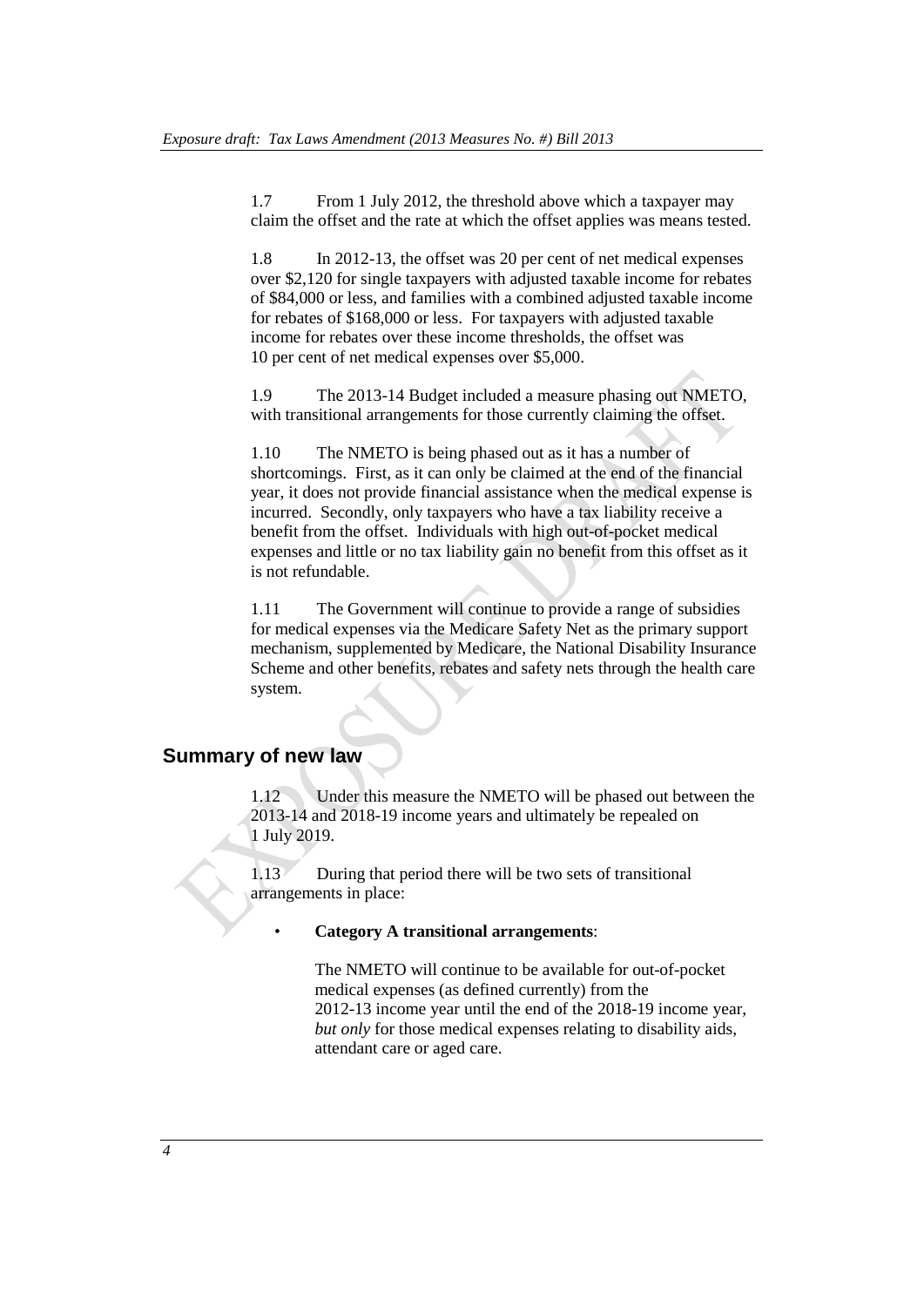1.7 From 1 July 2012, the threshold above which a taxpayer may claim the offset and the rate at which the offset applies was means tested.

1.8 In 2012-13, the offset was 20 per cent of net medical expenses over $2,120 for single taxpayers with adjusted taxable income for rebates of $84,000 or less, and families with a combined adjusted taxable income for rebates of $168,000 or less. For taxpayers with adjusted taxable income for rebates over these income thresholds, the offset was 10 per cent of net medical expenses over $5,000.

1.9 The 2013-14 Budget included a measure phasing out NMETO, with transitional arrangements for those currently claiming the offset.

1.10 The NMETO is being phased out as it has a number of shortcomings. First, as it can only be claimed at the end of the financial year, it does not provide financial assistance when the medical expense is incurred. Secondly, only taxpayers who have a tax liability receive a benefit from the offset. Individuals with high out-of-pocket medical expenses and little or no tax liability gain no benefit from this offset as it is not refundable.

1.11 The Government will continue to provide a range of subsidies for medical expenses via the Medicare Safety Net as the primary support mechanism, supplemented by Medicare, the National Disability Insurance Scheme and other benefits, rebates and safety nets through the health care system.

## Summary of new law

1.12 Under this measure the NMETO will be phased out between the 2013-14 and 2018-19 income years and ultimately be repealed on 1 July 2019.

1.13 During that period there will be two sets of transitional arrangements in place:

- **Category A transitional arrangements**:

  The NMETO will continue to be available for out-of-pocket medical expenses (as defined currently) from the 2012-13 income year until the end of the 2018-19 income year, *but only* for those medical expenses relating to disability aids, attendant care or aged care.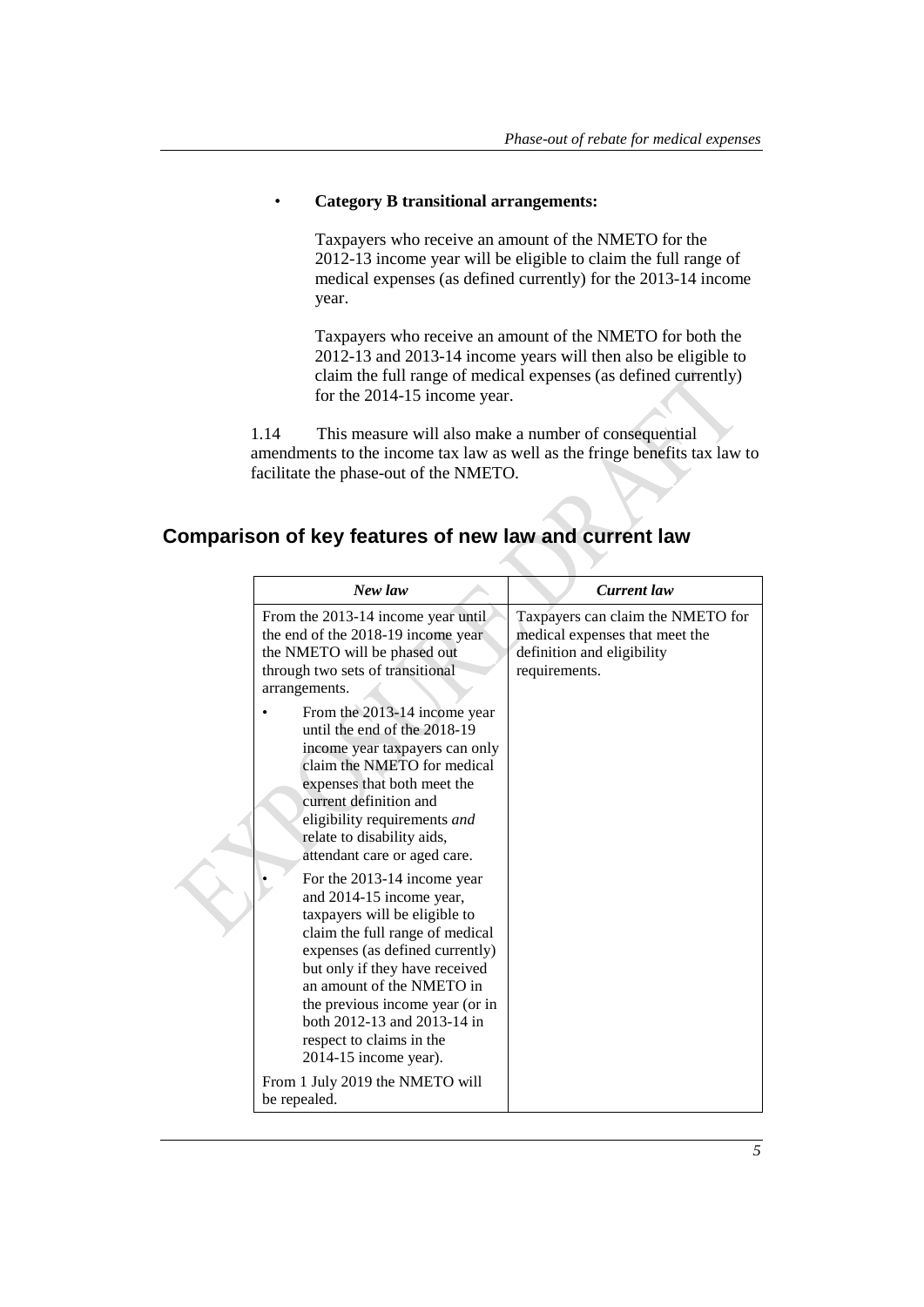- **Category B transitional arrangements:**

  Taxpayers who receive an amount of the NMETO for the 2012-13 income year will be eligible to claim the full range of medical expenses (as defined currently) for the 2013-14 income year.

  Taxpayers who receive an amount of the NMETO for both the 2012-13 and 2013-14 income years will then also be eligible to claim the full range of medical expenses (as defined currently) for the 2014-15 income year.

1.14 This measure will also make a number of consequential amendments to the income tax law as well as the fringe benefits tax law to facilitate the phase-out of the NMETO.

## Comparison of key features of new law and current law

| *New law* | *Current law* |
|---|---|
| From the 2013-14 income year until the end of the 2018-19 income year the NMETO will be phased out through two sets of transitional arrangements.<br>• From the 2013-14 income year until the end of the 2018-19 income year taxpayers can only claim the NMETO for medical expenses that both meet the current definition and eligibility requirements *and* relate to disability aids, attendant care or aged care.<br>• For the 2013-14 income year and 2014-15 income year, taxpayers will be eligible to claim the full range of medical expenses (as defined currently) but only if they have received an amount of the NMETO in the previous income year (or in both 2012-13 and 2013-14 in respect to claims in the 2014-15 income year).<br>From 1 July 2019 the NMETO will be repealed. | Taxpayers can claim the NMETO for medical expenses that meet the definition and eligibility requirements. |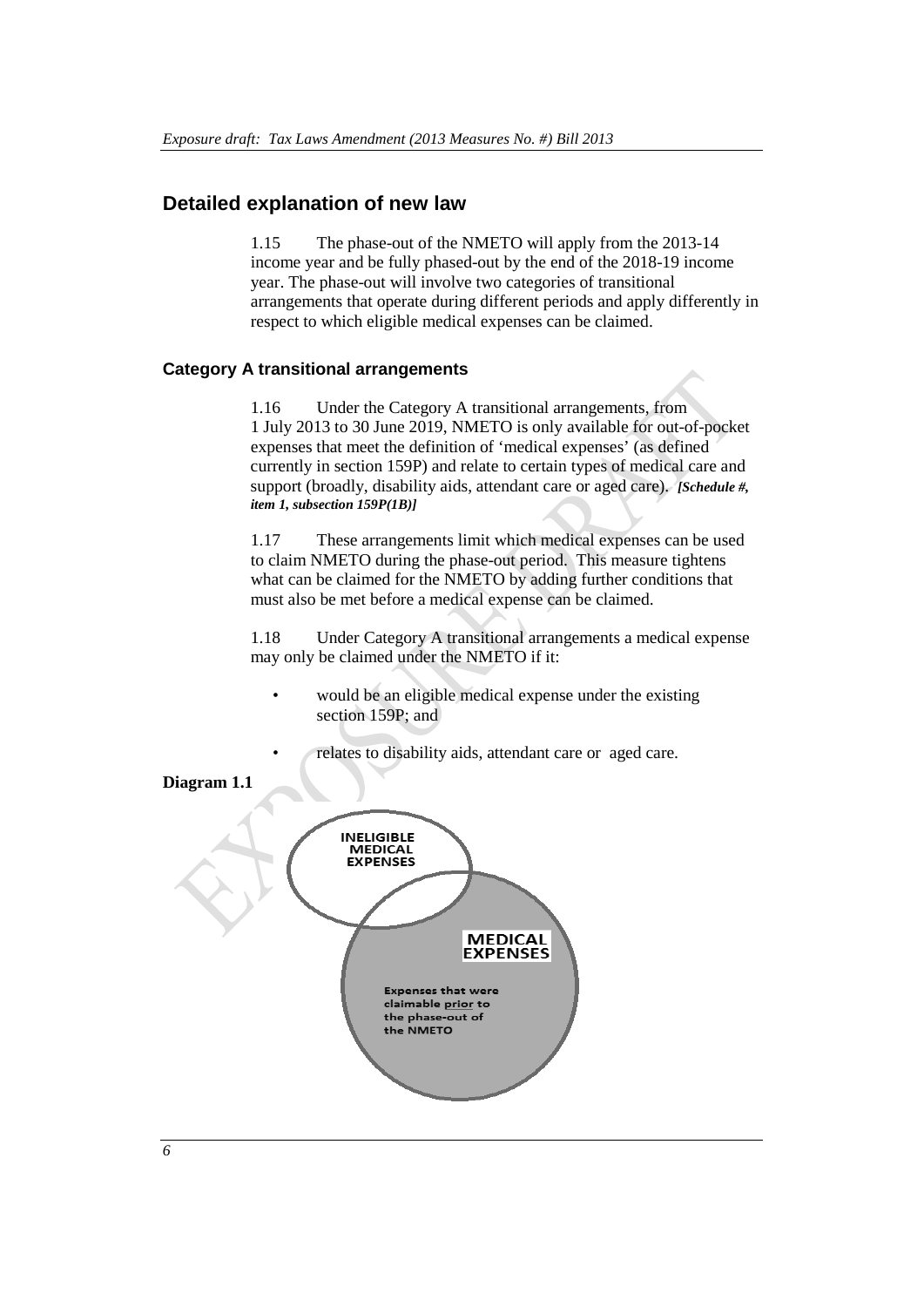## Detailed explanation of new law

1.15 The phase-out of the NMETO will apply from the 2013-14 income year and be fully phased-out by the end of the 2018-19 income year. The phase-out will involve two categories of transitional arrangements that operate during different periods and apply differently in respect to which eligible medical expenses can be claimed.

### Category A transitional arrangements

1.16 Under the Category A transitional arrangements, from 1 July 2013 to 30 June 2019, NMETO is only available for out-of-pocket expenses that meet the definition of 'medical expenses' (as defined currently in section 159P) and relate to certain types of medical care and support (broadly, disability aids, attendant care or aged care). ***[Schedule #, item 1, subsection 159P(1B)]***

1.17 These arrangements limit which medical expenses can be used to claim NMETO during the phase-out period. This measure tightens what can be claimed for the NMETO by adding further conditions that must also be met before a medical expense can be claimed.

1.18 Under Category A transitional arrangements a medical expense may only be claimed under the NMETO if it:

- would be an eligible medical expense under the existing section 159P; and
- relates to disability aids, attendant care or aged care.

**Diagram 1.1**

INELIGIBLE MEDICAL EXPENSES

MEDICAL EXPENSES

Expenses that were claimable prior to the phase-out of the NMETO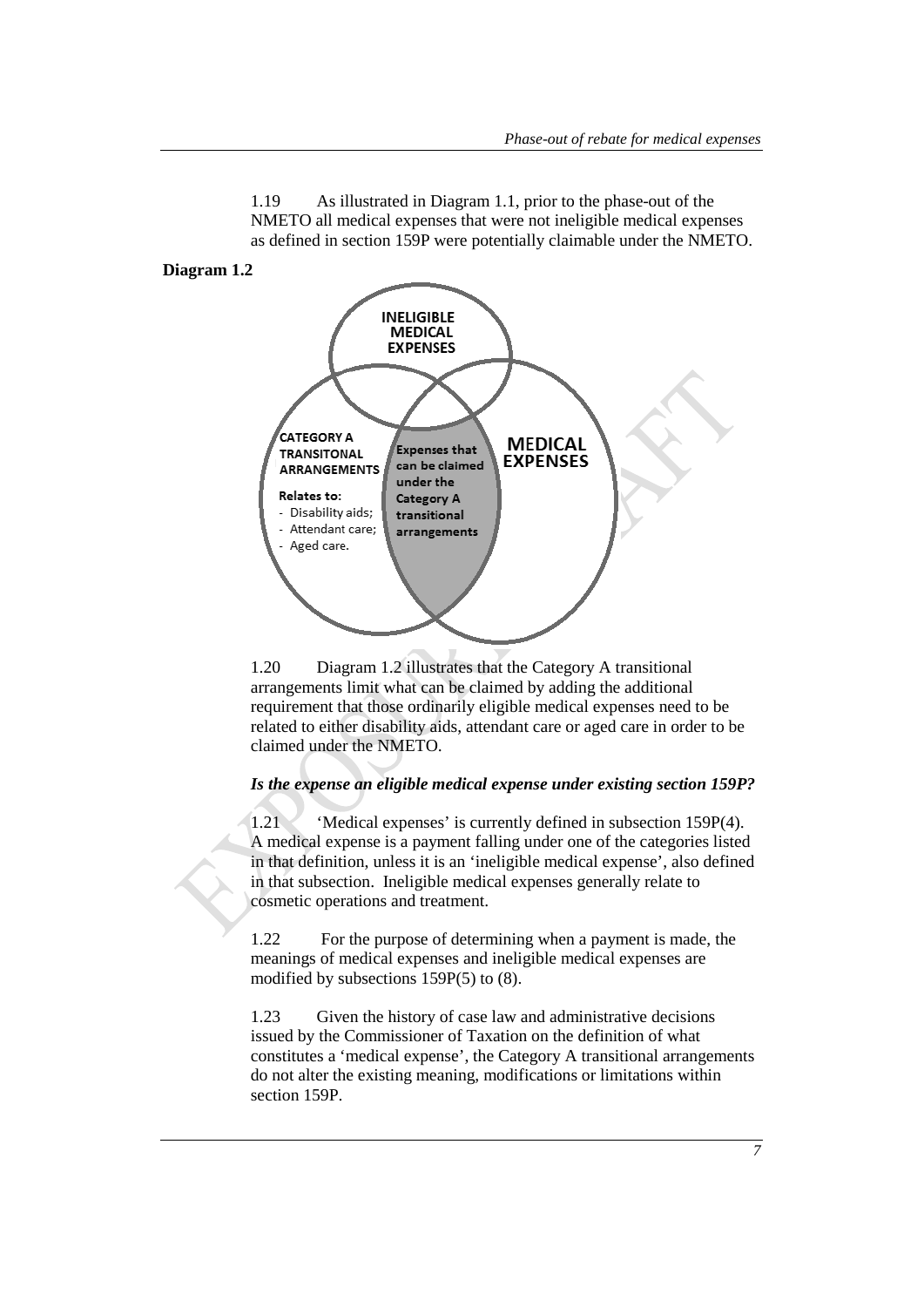1.19 As illustrated in Diagram 1.1, prior to the phase-out of the NMETO all medical expenses that were not ineligible medical expenses as defined in section 159P were potentially claimable under the NMETO.

**Diagram 1.2**

INELIGIBLE MEDICAL EXPENSES

CATEGORY A TRANSITONAL ARRANGEMENTS

Relates to:
- Disability aids;
- Attendant care;
- Aged care.

Expenses that can be claimed under the Category A transitional arrangements

MEDICAL EXPENSES

1.20 Diagram 1.2 illustrates that the Category A transitional arrangements limit what can be claimed by adding the additional requirement that those ordinarily eligible medical expenses need to be related to either disability aids, attendant care or aged care in order to be claimed under the NMETO.

***Is the expense an eligible medical expense under existing section 159P?***

1.21 'Medical expenses' is currently defined in subsection 159P(4). A medical expense is a payment falling under one of the categories listed in that definition, unless it is an 'ineligible medical expense', also defined in that subsection. Ineligible medical expenses generally relate to cosmetic operations and treatment.

1.22 For the purpose of determining when a payment is made, the meanings of medical expenses and ineligible medical expenses are modified by subsections 159P(5) to (8).

1.23 Given the history of case law and administrative decisions issued by the Commissioner of Taxation on the definition of what constitutes a 'medical expense', the Category A transitional arrangements do not alter the existing meaning, modifications or limitations within section 159P.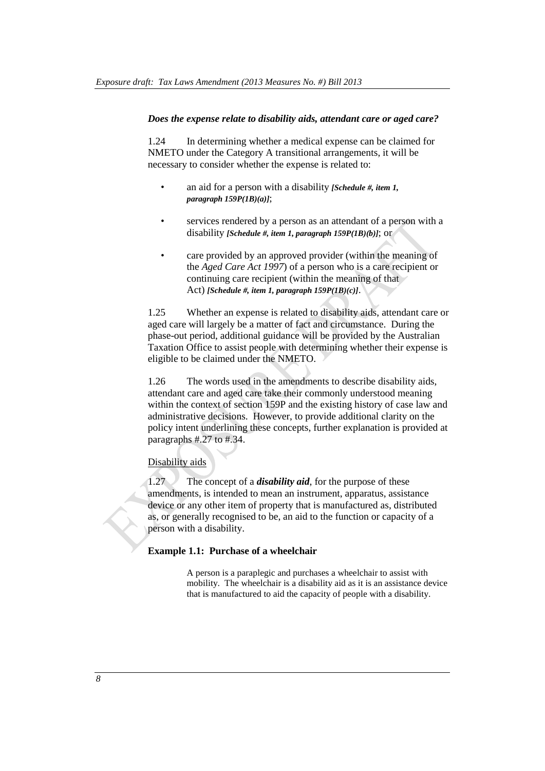### *Does the expense relate to disability aids, attendant care or aged care?*

1.24 In determining whether a medical expense can be claimed for NMETO under the Category A transitional arrangements, it will be necessary to consider whether the expense is related to:

- an aid for a person with a disability ***[Schedule #, item 1, paragraph 159P(1B)(a)]***;
- services rendered by a person as an attendant of a person with a disability ***[Schedule #, item 1, paragraph 159P(1B)(b)]***; or
- care provided by an approved provider (within the meaning of the *Aged Care Act 1997*) of a person who is a care recipient or continuing care recipient (within the meaning of that Act) ***[Schedule #, item 1, paragraph 159P(1B)(c)]***.

1.25 Whether an expense is related to disability aids, attendant care or aged care will largely be a matter of fact and circumstance. During the phase-out period, additional guidance will be provided by the Australian Taxation Office to assist people with determining whether their expense is eligible to be claimed under the NMETO.

1.26 The words used in the amendments to describe disability aids, attendant care and aged care take their commonly understood meaning within the context of section 159P and the existing history of case law and administrative decisions. However, to provide additional clarity on the policy intent underlining these concepts, further explanation is provided at paragraphs #.27 to #.34.

Disability aids

1.27 The concept of a ***disability aid***, for the purpose of these amendments, is intended to mean an instrument, apparatus, assistance device or any other item of property that is manufactured as, distributed as, or generally recognised to be, an aid to the function or capacity of a person with a disability.

**Example 1.1: Purchase of a wheelchair**

> A person is a paraplegic and purchases a wheelchair to assist with mobility. The wheelchair is a disability aid as it is an assistance device that is manufactured to aid the capacity of people with a disability.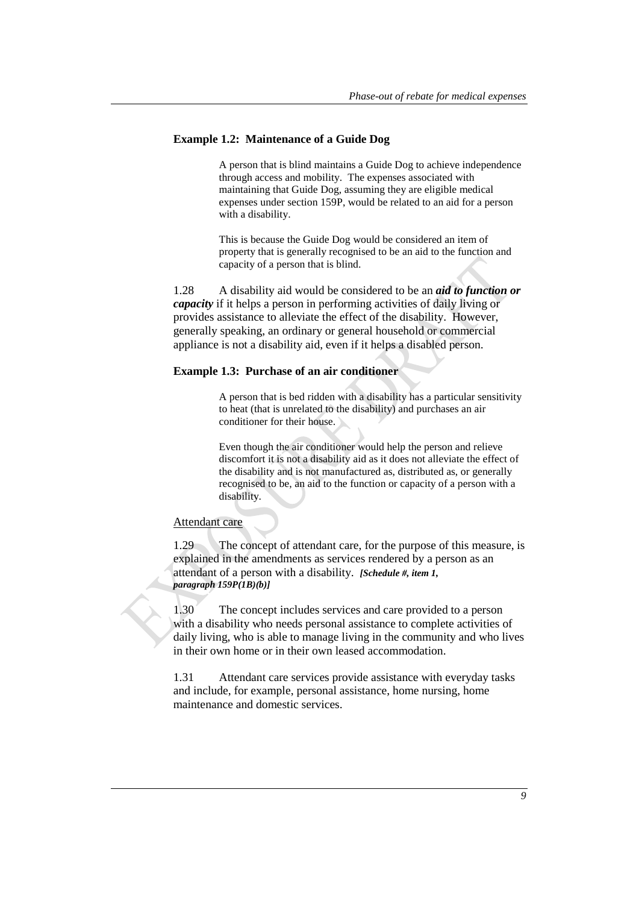**Example 1.2: Maintenance of a Guide Dog**

> A person that is blind maintains a Guide Dog to achieve independence through access and mobility. The expenses associated with maintaining that Guide Dog, assuming they are eligible medical expenses under section 159P, would be related to an aid for a person with a disability.
>
> This is because the Guide Dog would be considered an item of property that is generally recognised to be an aid to the function and capacity of a person that is blind.

1.28 A disability aid would be considered to be an ***aid to function or capacity*** if it helps a person in performing activities of daily living or provides assistance to alleviate the effect of the disability. However, generally speaking, an ordinary or general household or commercial appliance is not a disability aid, even if it helps a disabled person.

**Example 1.3: Purchase of an air conditioner**

> A person that is bed ridden with a disability has a particular sensitivity to heat (that is unrelated to the disability) and purchases an air conditioner for their house.
>
> Even though the air conditioner would help the person and relieve discomfort it is not a disability aid as it does not alleviate the effect of the disability and is not manufactured as, distributed as, or generally recognised to be, an aid to the function or capacity of a person with a disability.

Attendant care

1.29 The concept of attendant care, for the purpose of this measure, is explained in the amendments as services rendered by a person as an attendant of a person with a disability. ***[Schedule #, item 1, paragraph 159P(1B)(b)]***

1.30 The concept includes services and care provided to a person with a disability who needs personal assistance to complete activities of daily living, who is able to manage living in the community and who lives in their own home or in their own leased accommodation.

1.31 Attendant care services provide assistance with everyday tasks and include, for example, personal assistance, home nursing, home maintenance and domestic services.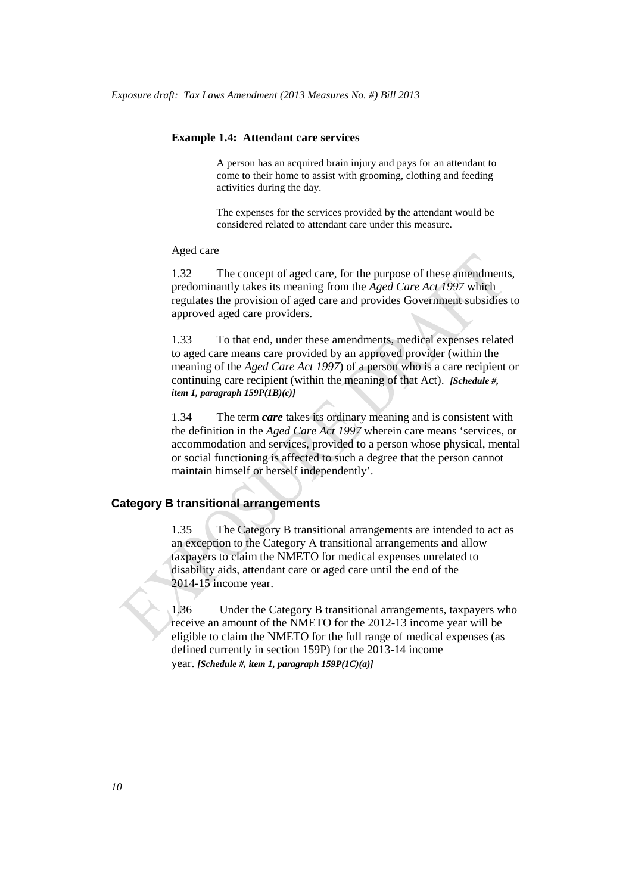**Example 1.4: Attendant care services**

> A person has an acquired brain injury and pays for an attendant to come to their home to assist with grooming, clothing and feeding activities during the day.
>
> The expenses for the services provided by the attendant would be considered related to attendant care under this measure.

Aged care

1.32 The concept of aged care, for the purpose of these amendments, predominantly takes its meaning from the *Aged Care Act 1997* which regulates the provision of aged care and provides Government subsidies to approved aged care providers.

1.33 To that end, under these amendments, medical expenses related to aged care means care provided by an approved provider (within the meaning of the *Aged Care Act 1997*) of a person who is a care recipient or continuing care recipient (within the meaning of that Act). ***[Schedule #, item 1, paragraph 159P(1B)(c)]***

1.34 The term ***care*** takes its ordinary meaning and is consistent with the definition in the *Aged Care Act 1997* wherein care means 'services, or accommodation and services, provided to a person whose physical, mental or social functioning is affected to such a degree that the person cannot maintain himself or herself independently'.

## Category B transitional arrangements

1.35 The Category B transitional arrangements are intended to act as an exception to the Category A transitional arrangements and allow taxpayers to claim the NMETO for medical expenses unrelated to disability aids, attendant care or aged care until the end of the 2014-15 income year.

1.36 Under the Category B transitional arrangements, taxpayers who receive an amount of the NMETO for the 2012-13 income year will be eligible to claim the NMETO for the full range of medical expenses (as defined currently in section 159P) for the 2013-14 income year. ***[Schedule #, item 1, paragraph 159P(1C)(a)]***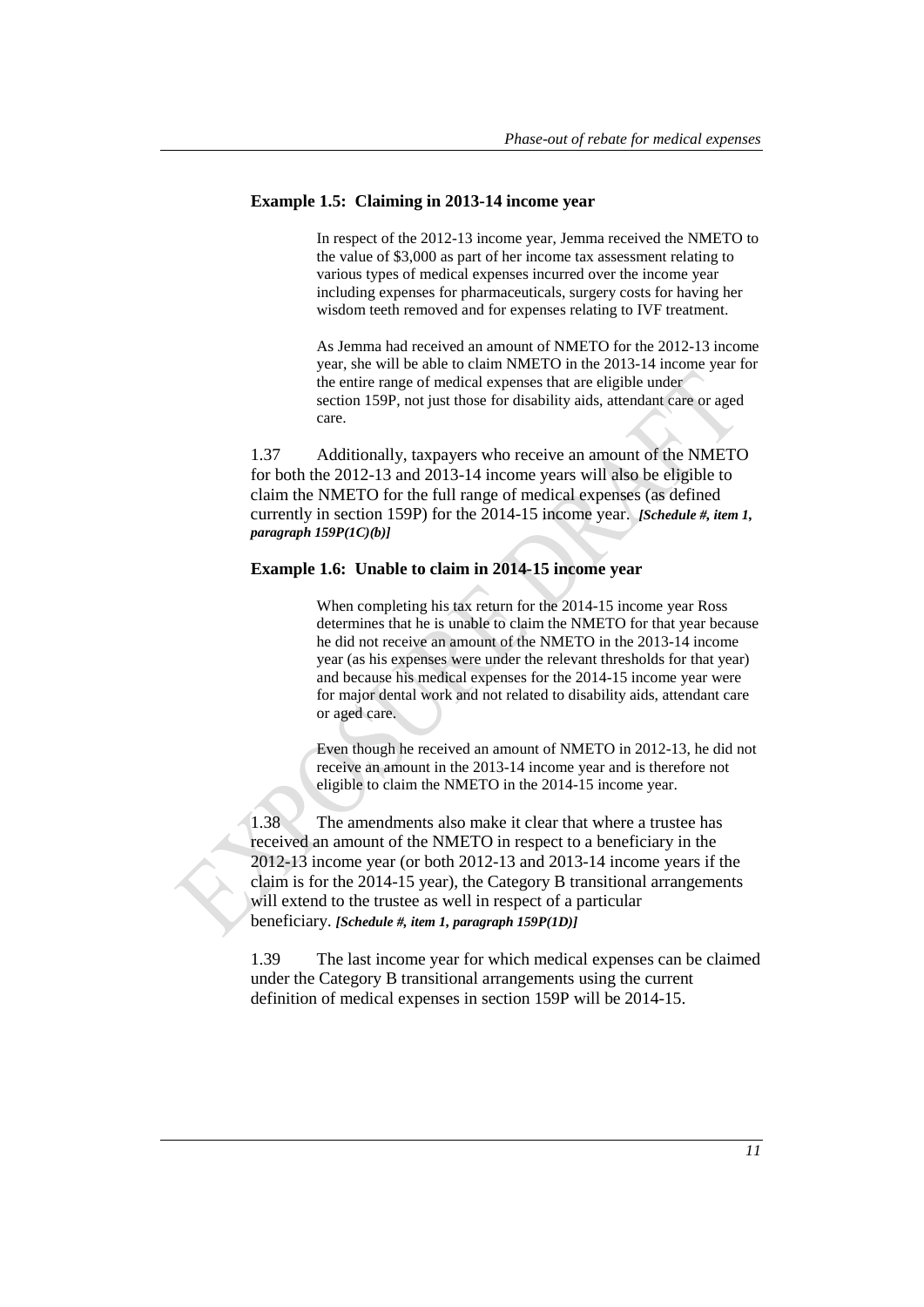#### Example 1.5: Claiming in 2013-14 income year

> In respect of the 2012-13 income year, Jemma received the NMETO to the value of $3,000 as part of her income tax assessment relating to various types of medical expenses incurred over the income year including expenses for pharmaceuticals, surgery costs for having her wisdom teeth removed and for expenses relating to IVF treatment.
>
> As Jemma had received an amount of NMETO for the 2012-13 income year, she will be able to claim NMETO in the 2013-14 income year for the entire range of medical expenses that are eligible under section 159P, not just those for disability aids, attendant care or aged care.

1.37 Additionally, taxpayers who receive an amount of the NMETO for both the 2012-13 and 2013-14 income years will also be eligible to claim the NMETO for the full range of medical expenses (as defined currently in section 159P) for the 2014-15 income year. ***[Schedule #, item 1, paragraph 159P(1C)(b)]***

#### Example 1.6: Unable to claim in 2014-15 income year

> When completing his tax return for the 2014-15 income year Ross determines that he is unable to claim the NMETO for that year because he did not receive an amount of the NMETO in the 2013-14 income year (as his expenses were under the relevant thresholds for that year) and because his medical expenses for the 2014-15 income year were for major dental work and not related to disability aids, attendant care or aged care.
>
> Even though he received an amount of NMETO in 2012-13, he did not receive an amount in the 2013-14 income year and is therefore not eligible to claim the NMETO in the 2014-15 income year.

1.38 The amendments also make it clear that where a trustee has received an amount of the NMETO in respect to a beneficiary in the 2012-13 income year (or both 2012-13 and 2013-14 income years if the claim is for the 2014-15 year), the Category B transitional arrangements will extend to the trustee as well in respect of a particular beneficiary. ***[Schedule #, item 1, paragraph 159P(1D)]***

1.39 The last income year for which medical expenses can be claimed under the Category B transitional arrangements using the current definition of medical expenses in section 159P will be 2014-15.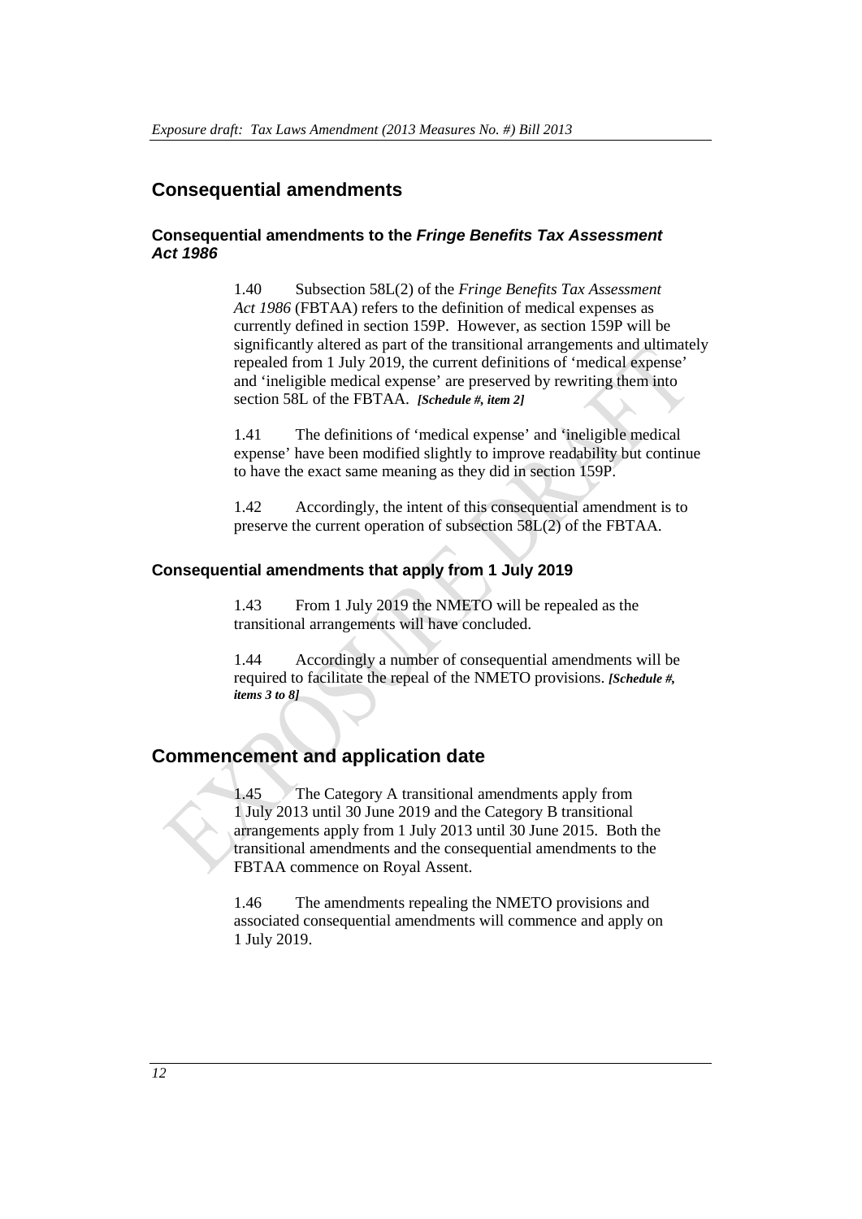## Consequential amendments

### Consequential amendments to the *Fringe Benefits Tax Assessment Act 1986*

1.40 Subsection 58L(2) of the *Fringe Benefits Tax Assessment Act 1986* (FBTAA) refers to the definition of medical expenses as currently defined in section 159P. However, as section 159P will be significantly altered as part of the transitional arrangements and ultimately repealed from 1 July 2019, the current definitions of 'medical expense' and 'ineligible medical expense' are preserved by rewriting them into section 58L of the FBTAA. ***[Schedule #, item 2]***

1.41 The definitions of 'medical expense' and 'ineligible medical expense' have been modified slightly to improve readability but continue to have the exact same meaning as they did in section 159P.

1.42 Accordingly, the intent of this consequential amendment is to preserve the current operation of subsection 58L(2) of the FBTAA.

### Consequential amendments that apply from 1 July 2019

1.43 From 1 July 2019 the NMETO will be repealed as the transitional arrangements will have concluded.

1.44 Accordingly a number of consequential amendments will be required to facilitate the repeal of the NMETO provisions. ***[Schedule #, items 3 to 8]***

## Commencement and application date

1.45 The Category A transitional amendments apply from 1 July 2013 until 30 June 2019 and the Category B transitional arrangements apply from 1 July 2013 until 30 June 2015. Both the transitional amendments and the consequential amendments to the FBTAA commence on Royal Assent.

1.46 The amendments repealing the NMETO provisions and associated consequential amendments will commence and apply on 1 July 2019.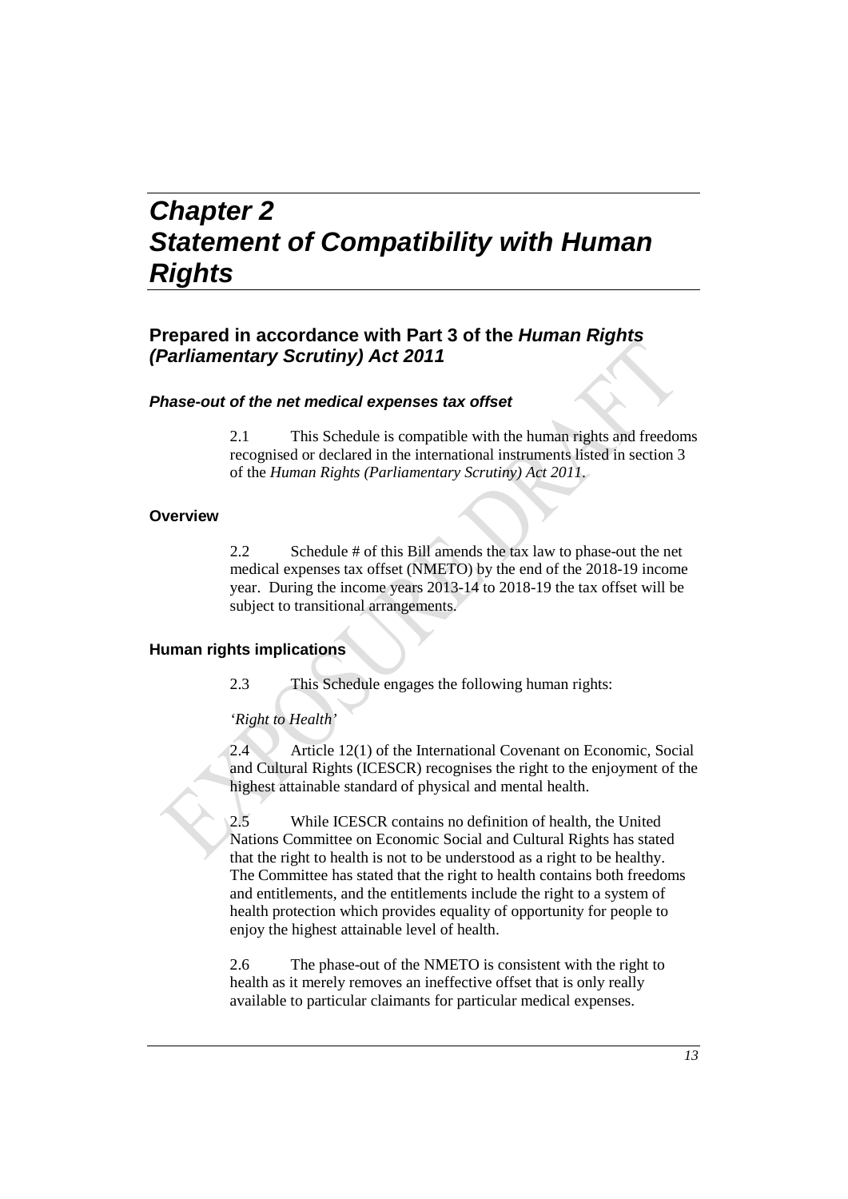# *Chapter 2*
# *Statement of Compatibility with Human Rights*

## Prepared in accordance with Part 3 of the *Human Rights (Parliamentary Scrutiny) Act 2011*

### *Phase-out of the net medical expenses tax offset*

2.1 This Schedule is compatible with the human rights and freedoms recognised or declared in the international instruments listed in section 3 of the *Human Rights (Parliamentary Scrutiny) Act 2011*.

### Overview

2.2 Schedule # of this Bill amends the tax law to phase-out the net medical expenses tax offset (NMETO) by the end of the 2018-19 income year. During the income years 2013-14 to 2018-19 the tax offset will be subject to transitional arrangements.

### Human rights implications

2.3 This Schedule engages the following human rights:

*'Right to Health'*

2.4 Article 12(1) of the International Covenant on Economic, Social and Cultural Rights (ICESCR) recognises the right to the enjoyment of the highest attainable standard of physical and mental health.

2.5 While ICESCR contains no definition of health, the United Nations Committee on Economic Social and Cultural Rights has stated that the right to health is not to be understood as a right to be healthy. The Committee has stated that the right to health contains both freedoms and entitlements, and the entitlements include the right to a system of health protection which provides equality of opportunity for people to enjoy the highest attainable level of health.

2.6 The phase-out of the NMETO is consistent with the right to health as it merely removes an ineffective offset that is only really available to particular claimants for particular medical expenses.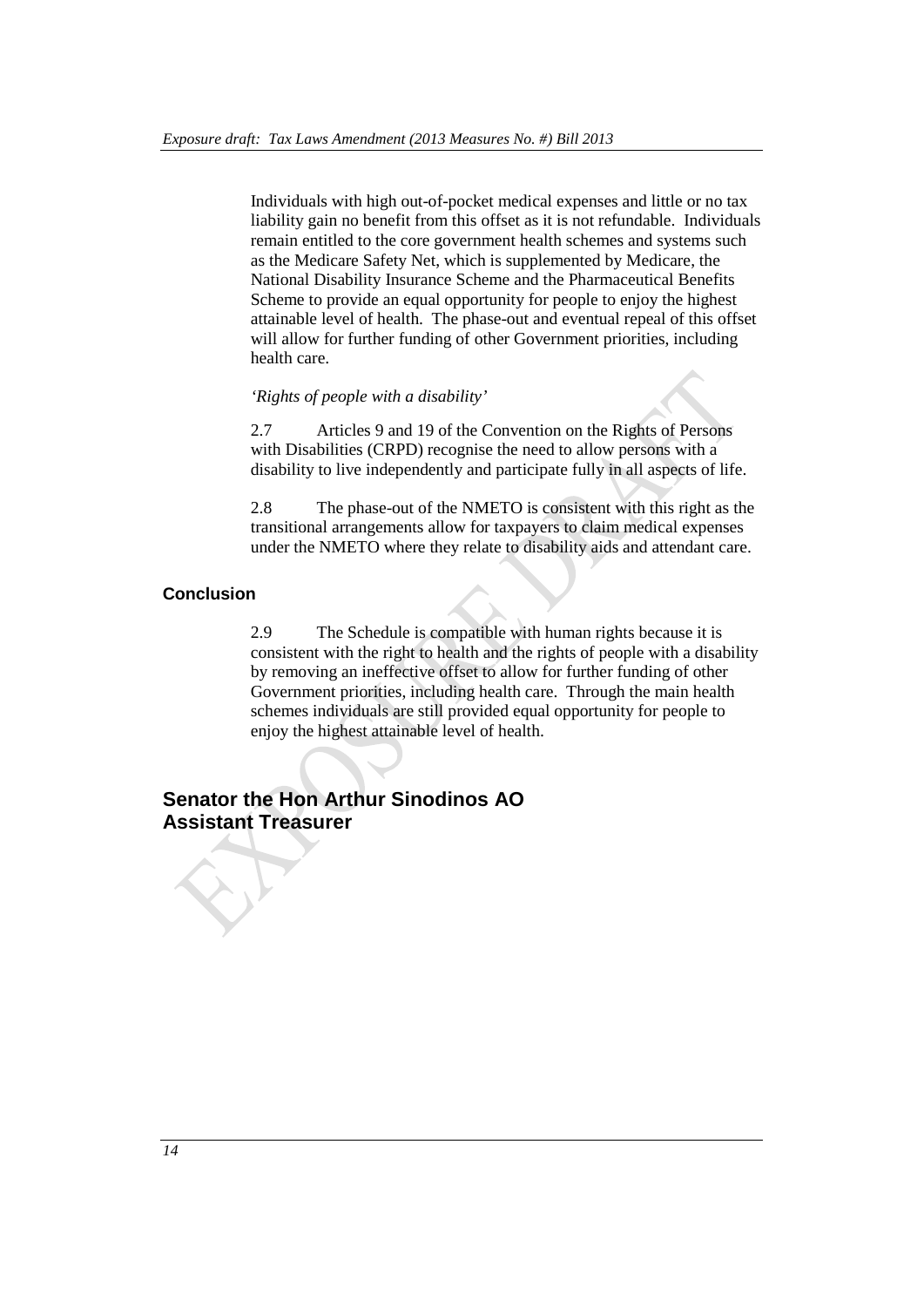Individuals with high out-of-pocket medical expenses and little or no tax liability gain no benefit from this offset as it is not refundable. Individuals remain entitled to the core government health schemes and systems such as the Medicare Safety Net, which is supplemented by Medicare, the National Disability Insurance Scheme and the Pharmaceutical Benefits Scheme to provide an equal opportunity for people to enjoy the highest attainable level of health. The phase-out and eventual repeal of this offset will allow for further funding of other Government priorities, including health care.

*'Rights of people with a disability'*

2.7 Articles 9 and 19 of the Convention on the Rights of Persons with Disabilities (CRPD) recognise the need to allow persons with a disability to live independently and participate fully in all aspects of life.

2.8 The phase-out of the NMETO is consistent with this right as the transitional arrangements allow for taxpayers to claim medical expenses under the NMETO where they relate to disability aids and attendant care.

### Conclusion

2.9 The Schedule is compatible with human rights because it is consistent with the right to health and the rights of people with a disability by removing an ineffective offset to allow for further funding of other Government priorities, including health care. Through the main health schemes individuals are still provided equal opportunity for people to enjoy the highest attainable level of health.

## Senator the Hon Arthur Sinodinos AO
## Assistant Treasurer